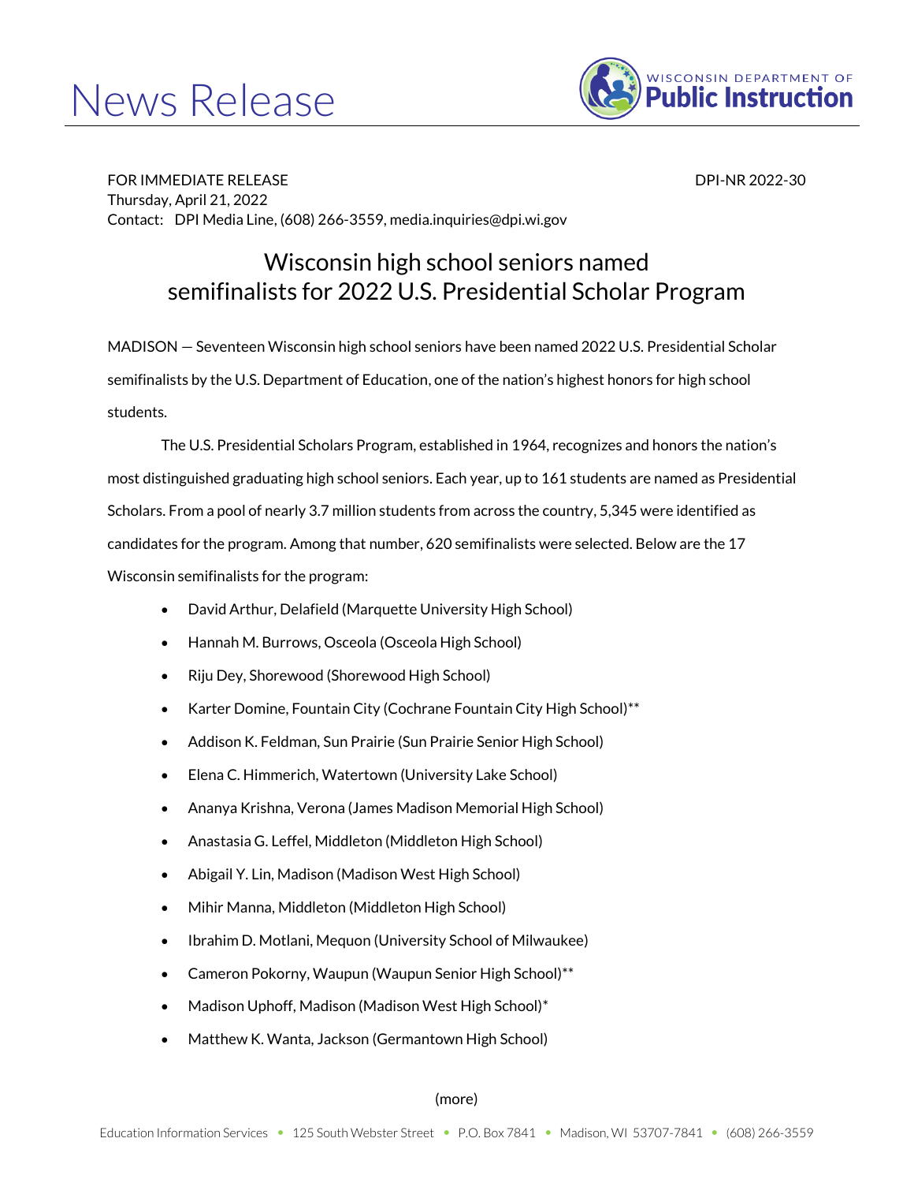# News Release

WISCONSIN DEPARTMENT OF **Public Instruction**

FOR IMMEDIATE RELEASE DPI-NR 2022-30
Thursday, April 21, 2022
Contact: DPI Media Line, (608) 266-3559, media.inquiries@dpi.wi.gov

## Wisconsin high school seniors named semifinalists for 2022 U.S. Presidential Scholar Program

MADISON — Seventeen Wisconsin high school seniors have been named 2022 U.S. Presidential Scholar semifinalists by the U.S. Department of Education, one of the nation's highest honors for high school students.

The U.S. Presidential Scholars Program, established in 1964, recognizes and honors the nation's most distinguished graduating high school seniors. Each year, up to 161 students are named as Presidential Scholars. From a pool of nearly 3.7 million students from across the country, 5,345 were identified as candidates for the program. Among that number, 620 semifinalists were selected. Below are the 17 Wisconsin semifinalists for the program:

- David Arthur, Delafield (Marquette University High School)
- Hannah M. Burrows, Osceola (Osceola High School)
- Riju Dey, Shorewood (Shorewood High School)
- Karter Domine, Fountain City (Cochrane Fountain City High School)**
- Addison K. Feldman, Sun Prairie (Sun Prairie Senior High School)
- Elena C. Himmerich, Watertown (University Lake School)
- Ananya Krishna, Verona (James Madison Memorial High School)
- Anastasia G. Leffel, Middleton (Middleton High School)
- Abigail Y. Lin, Madison (Madison West High School)
- Mihir Manna, Middleton (Middleton High School)
- Ibrahim D. Motlani, Mequon (University School of Milwaukee)
- Cameron Pokorny, Waupun (Waupun Senior High School)**
- Madison Uphoff, Madison (Madison West High School)*
- Matthew K. Wanta, Jackson (Germantown High School)

(more)

Education Information Services • 125 South Webster Street • P.O. Box 7841 • Madison, WI 53707-7841 • (608) 266-3559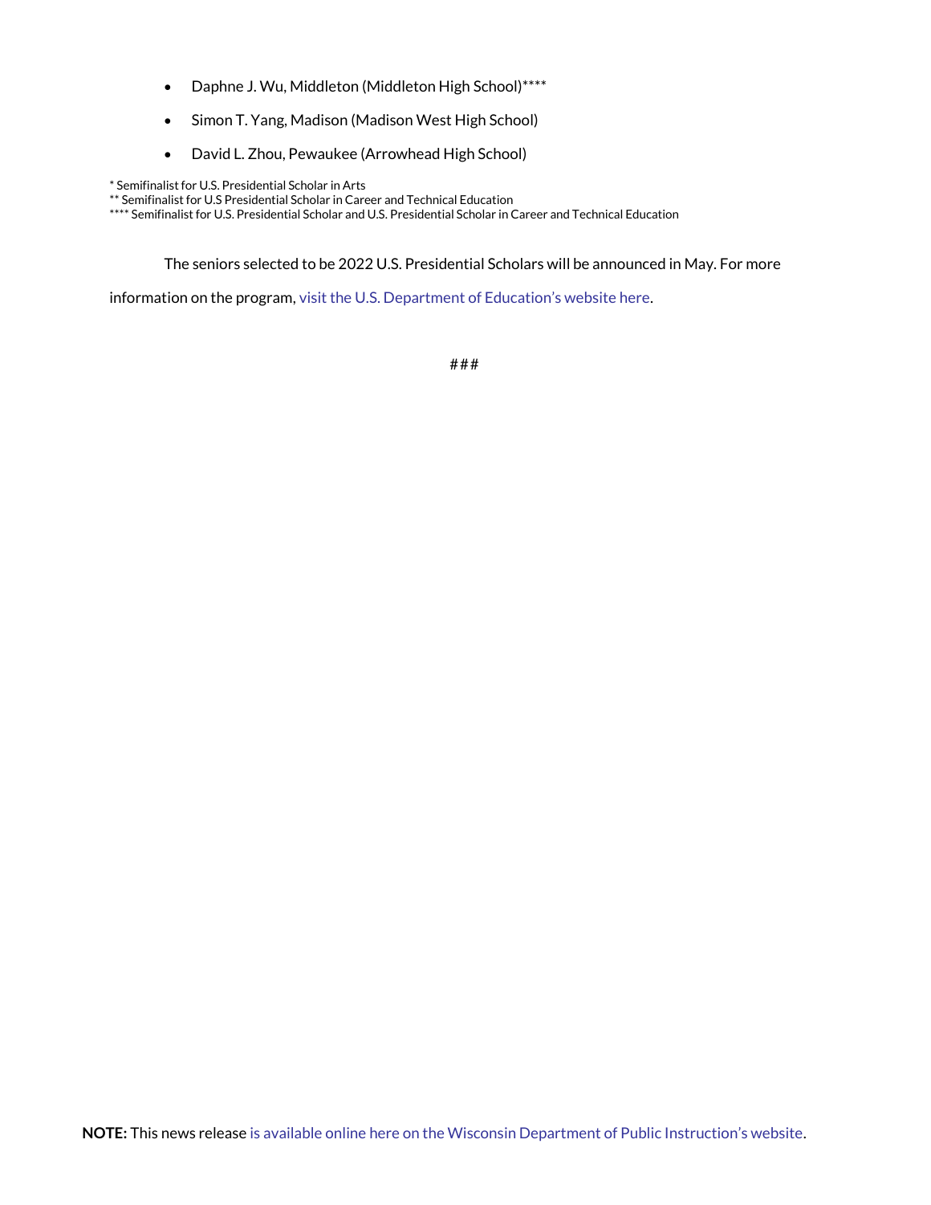- Daphne J. Wu, Middleton (Middleton High School)****
- Simon T. Yang, Madison (Madison West High School)
- David L. Zhou, Pewaukee (Arrowhead High School)

* Semifinalist for U.S. Presidential Scholar in Arts
** Semifinalist for U.S Presidential Scholar in Career and Technical Education
**** Semifinalist for U.S. Presidential Scholar and U.S. Presidential Scholar in Career and Technical Education

The seniors selected to be 2022 U.S. Presidential Scholars will be announced in May. For more information on the program, visit the U.S. Department of Education's website here.

###

**NOTE:** This news release is available online here on the Wisconsin Department of Public Instruction's website.